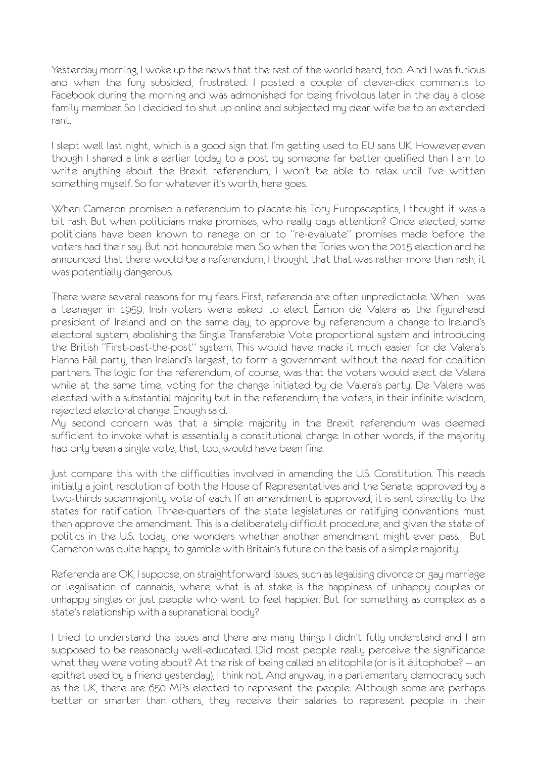Yesterday morning, I woke up the news that the rest of the world heard, too. And I was furious and when the fury subsided, frustrated. I posted a couple of clever-dick comments to Facebook during the morning and was admonished for being frivolous later in the day a close family member. So I decided to shut up online and subjected my dear wife be to an extended rant.

I slept well last night, which is a good sign that I'm getting used to EU sans UK. However, even though I shared a link a earlier today to a post by someone far better qualified than I am to write anything about the Brexit referendum, I won't be able to relax until I've written something myself. So for whatever it's worth, here goes.

When Cameron promised a referendum to placate his Tory Europsceptics, I thought it was a bit rash. But when politicians make promises, who really pays attention? Once elected, some politicians have been known to renege on or to "re-evaluate" promises made before the voters had their say. But not honourable men. So when the Tories won the 2015 election and he announced that there would be a referendum, I thought that that was rather more than rash; it was potentially dangerous.

There were several reasons for my fears. First, referenda are often unpredictable. When I was a teenager in 1959, Irish voters were asked to elect Éamon de Valera as the figurehead president of Ireland and on the same day, to approve by referendum a change to Ireland's electoral system, abolishing the Single Transferable Vote proportional system and introducing the British "First-past-the-post" system. This would have made it much easier for de Valera's Fianna Fáil party, then Ireland's largest, to form a government without the need for coalition partners. The logic for the referendum, of course, was that the voters would elect de Valera while at the same time, voting for the change initiated by de Valera's party. De Valera was elected with a substantial majority but in the referendum, the voters, in their infinite wisdom, rejected electoral change. Enough said.
My second concern was that a simple majority in the Brexit referendum was deemed sufficient to invoke what is essentially a constitutional change. In other words, if the majority had only been a single vote, that, too, would have been fine.

Just compare this with the difficulties involved in amending the U.S. Constitution. This needs initially a joint resolution of both the House of Representatives and the Senate, approved by a two-thirds supermajority vote of each. If an amendment is approved, it is sent directly to the states for ratification. Three-quarters of the state legislatures or ratifying conventions must then approve the amendment. This is a deliberately difficult procedure, and given the state of politics in the U.S. today, one wonders whether another amendment might ever pass. But Cameron was quite happy to gamble with Britain's future on the basis of a simple majority.

Referenda are OK, I suppose, on straightforward issues, such as legalising divorce or gay marriage or legalisation of cannabis, where what is at stake is the happiness of unhappy couples or unhappy singles or just people who want to feel happier. But for something as complex as a state's relationship with a supranational body?

I tried to understand the issues and there are many things I didn't fully understand and I am supposed to be reasonably well-educated. Did most people really perceive the significance what they were voting about? At the risk of being called an elitophile (or is it élitophobe? – an epithet used by a friend yesterday), I think not. And anyway, in a parliamentary democracy such as the UK, there are 650 MPs elected to represent the people. Although some are perhaps better or smarter than others, they receive their salaries to represent people in their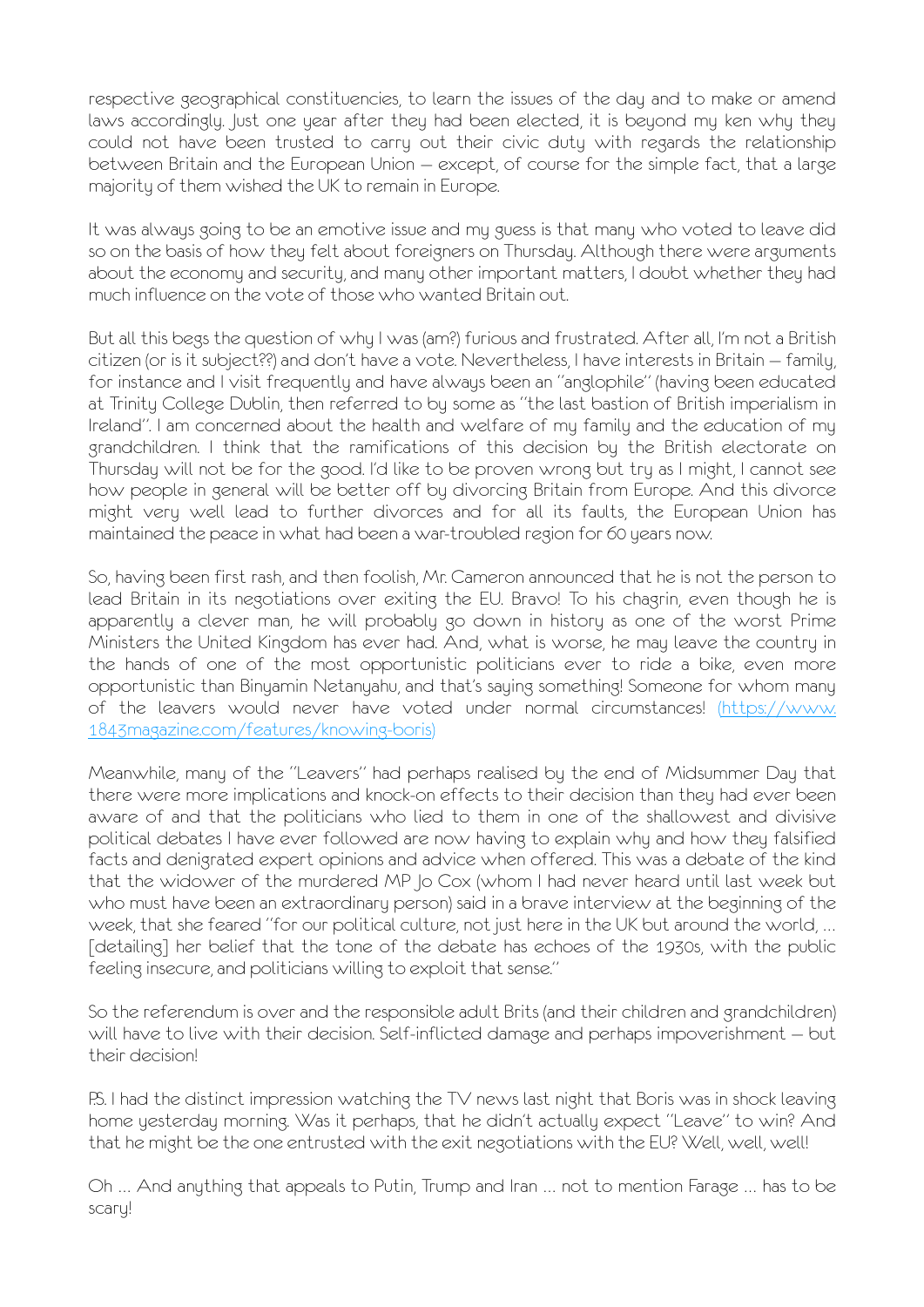respective geographical constituencies, to learn the issues of the day and to make or amend laws accordingly. Just one year after they had been elected, it is beyond my ken why they could not have been trusted to carry out their civic duty with regards the relationship between Britain and the European Union – except, of course for the simple fact, that a large majority of them wished the UK to remain in Europe.

It was always going to be an emotive issue and my guess is that many who voted to leave did so on the basis of how they felt about foreigners on Thursday. Although there were arguments about the economy and security, and many other important matters, I doubt whether they had much influence on the vote of those who wanted Britain out.

But all this begs the question of why I was (am?) furious and frustrated. After all, I'm not a British citizen (or is it subject??) and don't have a vote. Nevertheless, I have interests in Britain – family, for instance and I visit frequently and have always been an "anglophile" (having been educated at Trinity College Dublin, then referred to by some as "the last bastion of British imperialism in Ireland". I am concerned about the health and welfare of my family and the education of my grandchildren. I think that the ramifications of this decision by the British electorate on Thursday will not be for the good. I'd like to be proven wrong but try as I might, I cannot see how people in general will be better off by divorcing Britain from Europe. And this divorce might very well lead to further divorces and for all its faults, the European Union has maintained the peace in what had been a war-troubled region for 60 years now.

So, having been first rash, and then foolish, Mr. Cameron announced that he is not the person to lead Britain in its negotiations over exiting the EU. Bravo! To his chagrin, even though he is apparently a clever man, he will probably go down in history as one of the worst Prime Ministers the United Kingdom has ever had. And, what is worse, he may leave the country in the hands of one of the most opportunistic politicians ever to ride a bike, even more opportunistic than Binyamin Netanyahu, and that's saying something! Someone for whom many of the leavers would never have voted under normal circumstances! [(https://www.1843magazine.com/features/knowing-boris)](https://www.1843magazine.com/features/knowing-boris)

Meanwhile, many of the "Leavers" had perhaps realised by the end of Midsummer Day that there were more implications and knock-on effects to their decision than they had ever been aware of and that the politicians who lied to them in one of the shallowest and divisive political debates I have ever followed are now having to explain why and how they falsified facts and denigrated expert opinions and advice when offered. This was a debate of the kind that the widower of the murdered MP Jo Cox (whom I had never heard until last week but who must have been an extraordinary person) said in a brave interview at the beginning of the week, that she feared "for our political culture, not just here in the UK but around the world, … [detailing] her belief that the tone of the debate has echoes of the 1930s, with the public feeling insecure, and politicians willing to exploit that sense."

So the referendum is over and the responsible adult Brits (and their children and grandchildren) will have to live with their decision. Self-inflicted damage and perhaps impoverishment – but their decision!

P.S. I had the distinct impression watching the TV news last night that Boris was in shock leaving home yesterday morning. Was it perhaps, that he didn't actually expect "Leave" to win? And that he might be the one entrusted with the exit negotiations with the EU? Well, well, well!

Oh … And anything that appeals to Putin, Trump and Iran … not to mention Farage … has to be scary!